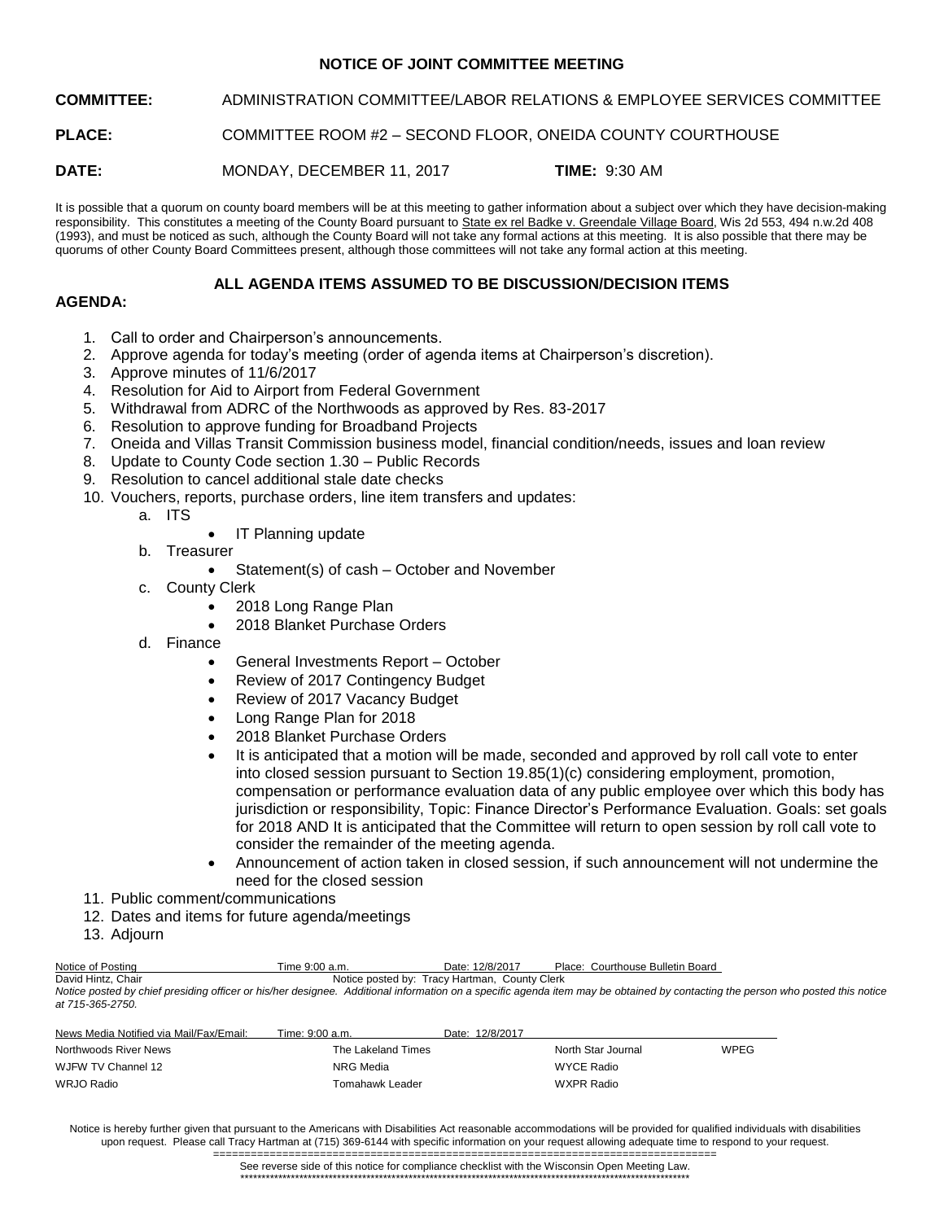# NOTICE OF JOINT COMMITTEE MEETING

**COMMITTEE:** ADMINISTRATION COMMITTEE/LABOR RELATIONS & EMPLOYEE SERVICES COMMITTEE

**PLACE:** COMMITTEE ROOM #2 – SECOND FLOOR, ONEIDA COUNTY COURTHOUSE

**DATE:** MONDAY, DECEMBER 11, 2017 **TIME:** 9:30 AM

It is possible that a quorum on county board members will be at this meeting to gather information about a subject over which they have decision-making responsibility. This constitutes a meeting of the County Board pursuant to State ex rel Badke v. Greendale Village Board, Wis 2d 553, 494 n.w.2d 408 (1993), and must be noticed as such, although the County Board will not take any formal actions at this meeting. It is also possible that there may be quorums of other County Board Committees present, although those committees will not take any formal action at this meeting.

**ALL AGENDA ITEMS ASSUMED TO BE DISCUSSION/DECISION ITEMS**

**AGENDA:**

1. Call to order and Chairperson's announcements.
2. Approve agenda for today's meeting (order of agenda items at Chairperson's discretion).
3. Approve minutes of 11/6/2017
4. Resolution for Aid to Airport from Federal Government
5. Withdrawal from ADRC of the Northwoods as approved by Res. 83-2017
6. Resolution to approve funding for Broadband Projects
7. Oneida and Villas Transit Commission business model, financial condition/needs, issues and loan review
8. Update to County Code section 1.30 – Public Records
9. Resolution to cancel additional stale date checks
10. Vouchers, reports, purchase orders, line item transfers and updates:
    a. ITS
        - IT Planning update
    b. Treasurer
        - Statement(s) of cash – October and November
    c. County Clerk
        - 2018 Long Range Plan
        - 2018 Blanket Purchase Orders
    d. Finance
        - General Investments Report – October
        - Review of 2017 Contingency Budget
        - Review of 2017 Vacancy Budget
        - Long Range Plan for 2018
        - 2018 Blanket Purchase Orders
        - It is anticipated that a motion will be made, seconded and approved by roll call vote to enter into closed session pursuant to Section 19.85(1)(c) considering employment, promotion, compensation or performance evaluation data of any public employee over which this body has jurisdiction or responsibility, Topic: Finance Director's Performance Evaluation. Goals: set goals for 2018 AND It is anticipated that the Committee will return to open session by roll call vote to consider the remainder of the meeting agenda.
        - Announcement of action taken in closed session, if such announcement will not undermine the need for the closed session
11. Public comment/communications
12. Dates and items for future agenda/meetings
13. Adjourn

| Notice of Posting | Time 9:00 a.m. | Date: 12/8/2017 | Place: Courthouse Bulletin Board |
|---|---|---|---|
| David Hintz, Chair | Notice posted by: Tracy Hartman, County Clerk | | |

*Notice posted by chief presiding officer or his/her designee. Additional information on a specific agenda item may be obtained by contacting the person who posted this notice at 715-365-2750.*

| News Media Notified via Mail/Fax/Email: | Time: 9:00 a.m. | Date: 12/8/2017 | |
|---|---|---|---|
| Northwoods River News | The Lakeland Times | North Star Journal | WPEG |
| WJFW TV Channel 12 | NRG Media | WYCE Radio | |
| WRJO Radio | Tomahawk Leader | WXPR Radio | |

Notice is hereby further given that pursuant to the Americans with Disabilities Act reasonable accommodations will be provided for qualified individuals with disabilities upon request. Please call Tracy Hartman at (715) 369-6144 with specific information on your request allowing adequate time to respond to your request.

See reverse side of this notice for compliance checklist with the Wisconsin Open Meeting Law.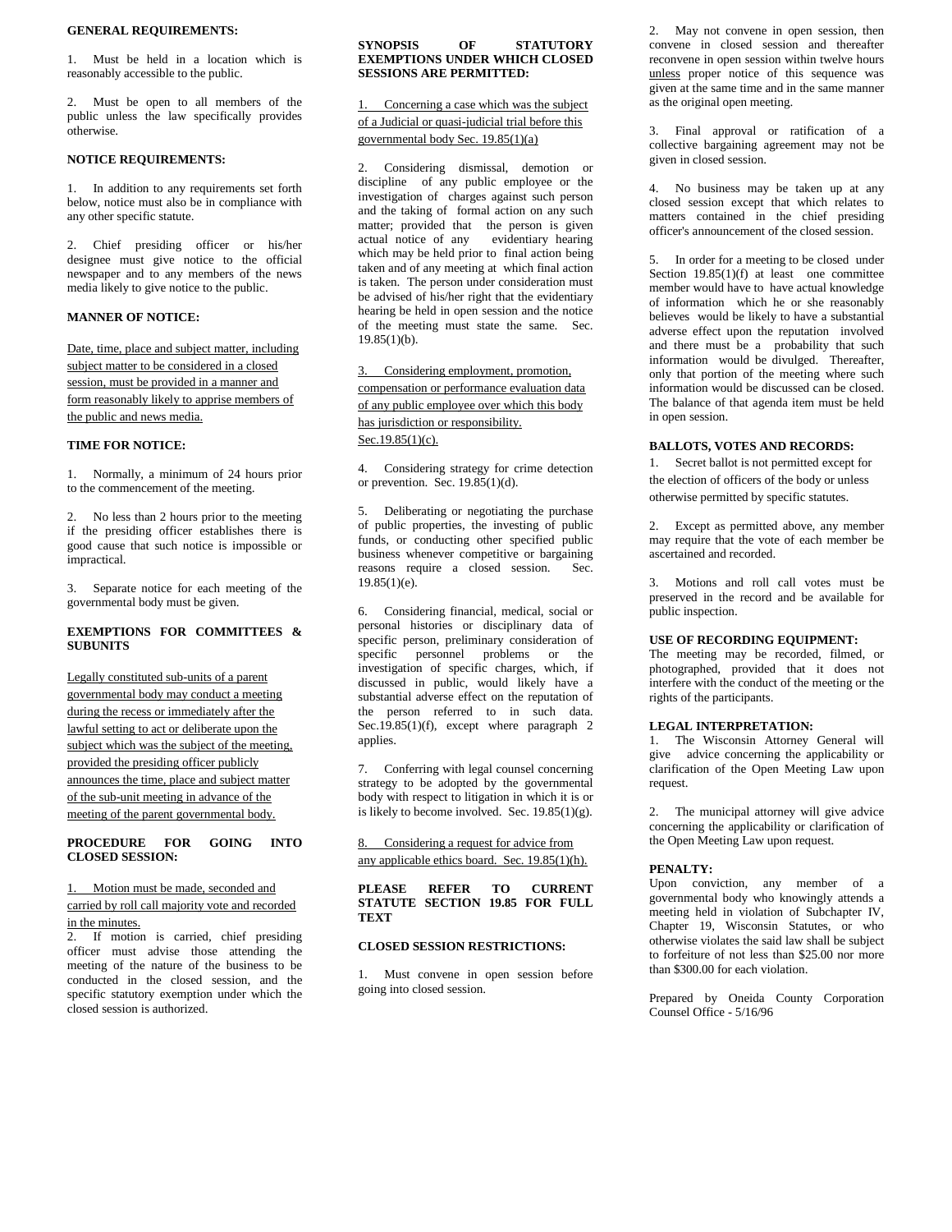**GENERAL REQUIREMENTS:**

1. Must be held in a location which is reasonably accessible to the public.

2. Must be open to all members of the public unless the law specifically provides otherwise.

**NOTICE REQUIREMENTS:**

1. In addition to any requirements set forth below, notice must also be in compliance with any other specific statute.

2. Chief presiding officer or his/her designee must give notice to the official newspaper and to any members of the news media likely to give notice to the public.

**MANNER OF NOTICE:**

Date, time, place and subject matter, including subject matter to be considered in a closed session, must be provided in a manner and form reasonably likely to apprise members of the public and news media.

**TIME FOR NOTICE:**

1. Normally, a minimum of 24 hours prior to the commencement of the meeting.

2. No less than 2 hours prior to the meeting if the presiding officer establishes there is good cause that such notice is impossible or impractical.

3. Separate notice for each meeting of the governmental body must be given.

**EXEMPTIONS FOR COMMITTEES & SUBUNITS**

Legally constituted sub-units of a parent governmental body may conduct a meeting during the recess or immediately after the lawful setting to act or deliberate upon the subject which was the subject of the meeting, provided the presiding officer publicly announces the time, place and subject matter of the sub-unit meeting in advance of the meeting of the parent governmental body.

**PROCEDURE FOR GOING INTO CLOSED SESSION:**

1. Motion must be made, seconded and carried by roll call majority vote and recorded in the minutes.
2. If motion is carried, chief presiding officer must advise those attending the meeting of the nature of the business to be conducted in the closed session, and the specific statutory exemption under which the closed session is authorized.

**SYNOPSIS OF STATUTORY EXEMPTIONS UNDER WHICH CLOSED SESSIONS ARE PERMITTED:**

1. Concerning a case which was the subject of a Judicial or quasi-judicial trial before this governmental body Sec. 19.85(1)(a)

2. Considering dismissal, demotion or discipline of any public employee or the investigation of charges against such person and the taking of formal action on any such matter; provided that the person is given actual notice of any evidentiary hearing which may be held prior to final action being taken and of any meeting at which final action is taken. The person under consideration must be advised of his/her right that the evidentiary hearing be held in open session and the notice of the meeting must state the same. Sec. 19.85(1)(b).

3. Considering employment, promotion, compensation or performance evaluation data of any public employee over which this body has jurisdiction or responsibility. Sec.19.85(1)(c).

4. Considering strategy for crime detection or prevention. Sec. 19.85(1)(d).

5. Deliberating or negotiating the purchase of public properties, the investing of public funds, or conducting other specified public business whenever competitive or bargaining reasons require a closed session. Sec. 19.85(1)(e).

6. Considering financial, medical, social or personal histories or disciplinary data of specific person, preliminary consideration of specific personnel problems or the investigation of specific charges, which, if discussed in public, would likely have a substantial adverse effect on the reputation of the person referred to in such data. Sec.19.85(1)(f), except where paragraph 2 applies.

7. Conferring with legal counsel concerning strategy to be adopted by the governmental body with respect to litigation in which it is or is likely to become involved. Sec. 19.85(1)(g).

8. Considering a request for advice from any applicable ethics board. Sec. 19.85(1)(h).

**PLEASE REFER TO CURRENT STATUTE SECTION 19.85 FOR FULL TEXT**

**CLOSED SESSION RESTRICTIONS:**

1. Must convene in open session before going into closed session.

2. May not convene in open session, then convene in closed session and thereafter reconvene in open session within twelve hours unless proper notice of this sequence was given at the same time and in the same manner as the original open meeting.

3. Final approval or ratification of a collective bargaining agreement may not be given in closed session.

4. No business may be taken up at any closed session except that which relates to matters contained in the chief presiding officer's announcement of the closed session.

5. In order for a meeting to be closed under Section 19.85(1)(f) at least one committee member would have to have actual knowledge of information which he or she reasonably believes would be likely to have a substantial adverse effect upon the reputation involved and there must be a probability that such information would be divulged. Thereafter, only that portion of the meeting where such information would be discussed can be closed. The balance of that agenda item must be held in open session.

**BALLOTS, VOTES AND RECORDS:**

1. Secret ballot is not permitted except for the election of officers of the body or unless otherwise permitted by specific statutes.

2. Except as permitted above, any member may require that the vote of each member be ascertained and recorded.

3. Motions and roll call votes must be preserved in the record and be available for public inspection.

**USE OF RECORDING EQUIPMENT:**
The meeting may be recorded, filmed, or photographed, provided that it does not interfere with the conduct of the meeting or the rights of the participants.

**LEGAL INTERPRETATION:**
1. The Wisconsin Attorney General will give advice concerning the applicability or clarification of the Open Meeting Law upon request.

2. The municipal attorney will give advice concerning the applicability or clarification of the Open Meeting Law upon request.

**PENALTY:**
Upon conviction, any member of a governmental body who knowingly attends a meeting held in violation of Subchapter IV, Chapter 19, Wisconsin Statutes, or who otherwise violates the said law shall be subject to forfeiture of not less than $25.00 nor more than $300.00 for each violation.

Prepared by Oneida County Corporation Counsel Office - 5/16/96